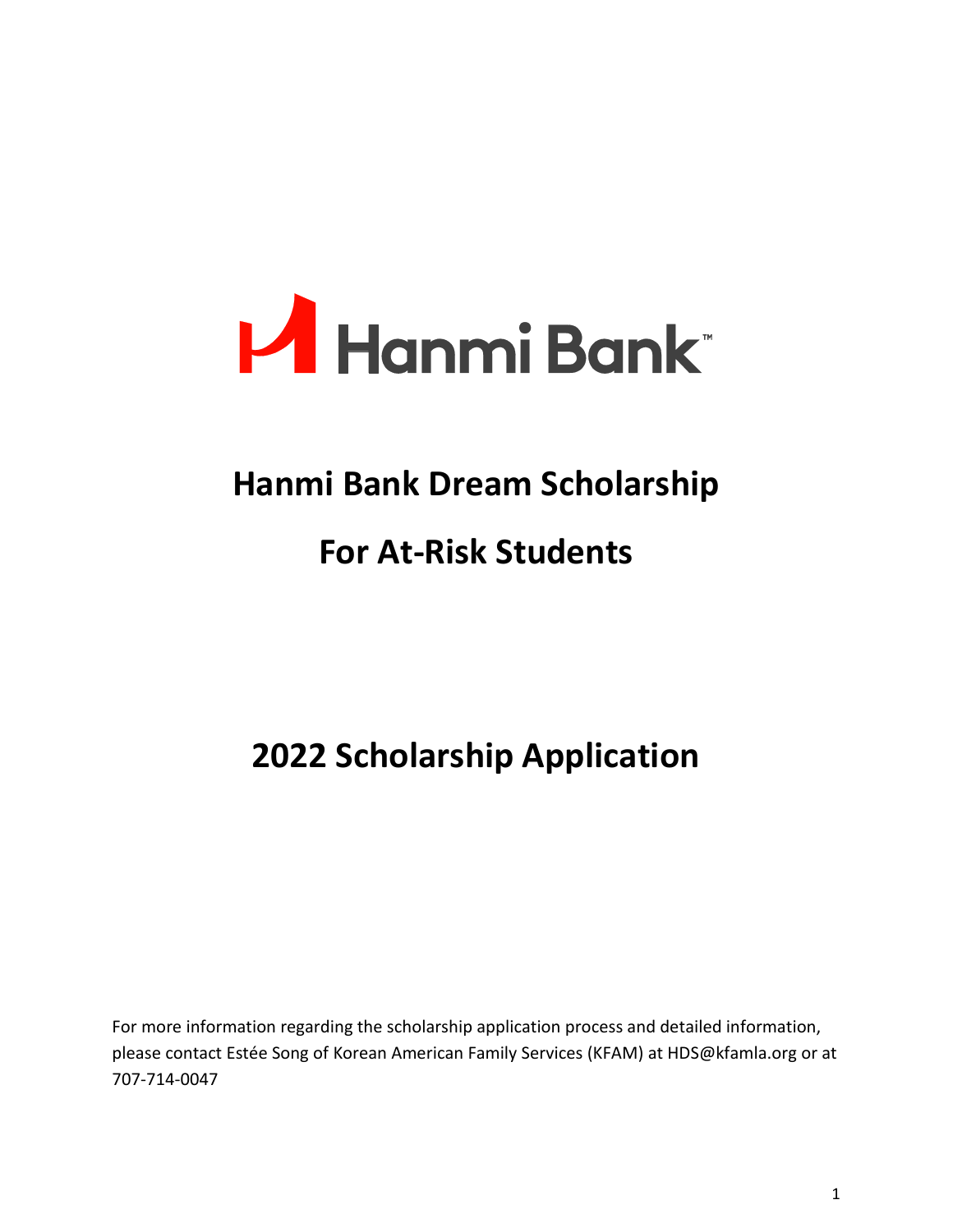Hanmi Bank

# Hanmi Bank Dream Scholarship

# For At-Risk Students

# 2022 Scholarship Application

For more information regarding the scholarship application process and detailed information, please contact Estée Song of Korean American Family Services (KFAM) at HDS@kfamla.org or at 707-714-0047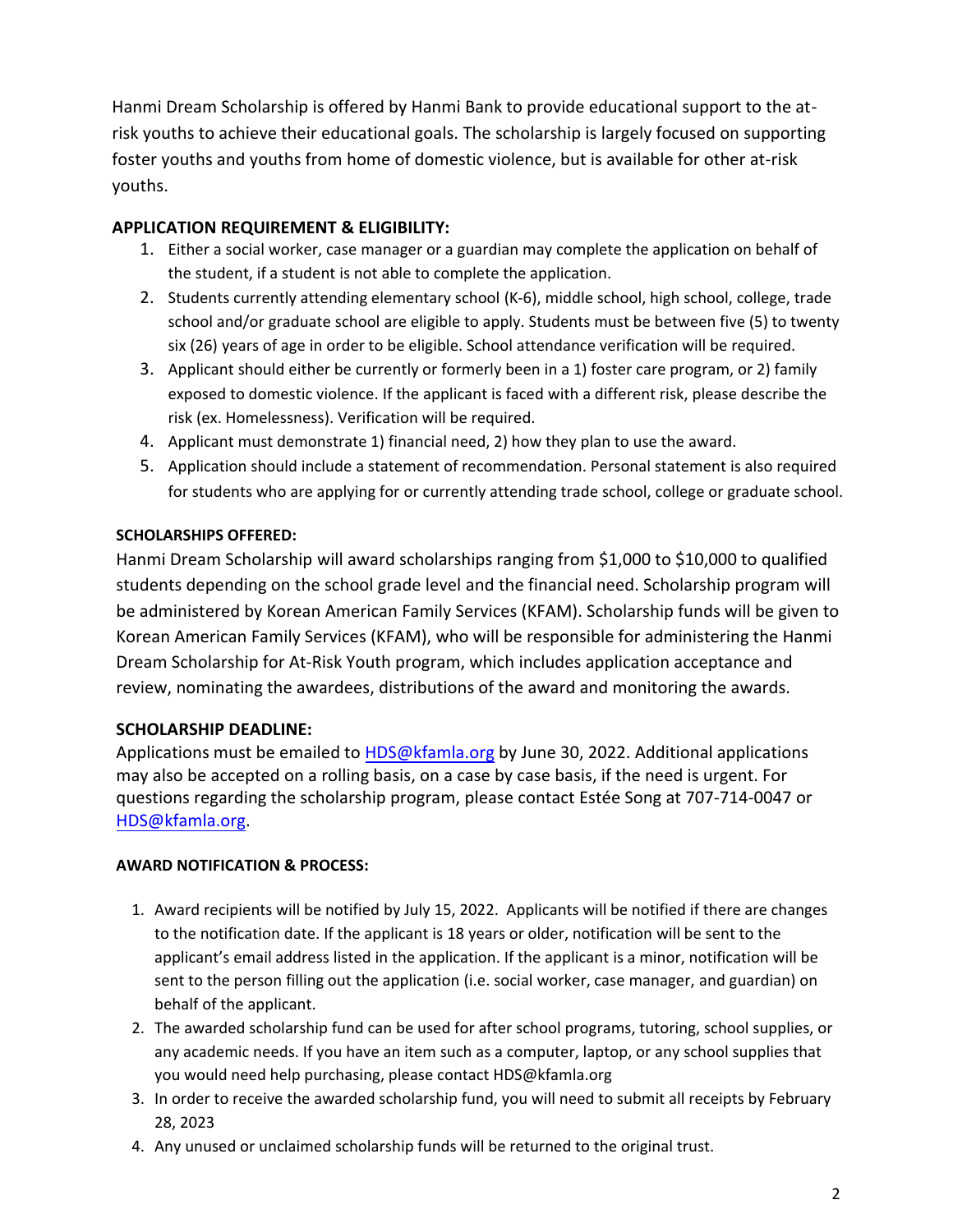Hanmi Dream Scholarship is offered by Hanmi Bank to provide educational support to the at-risk youths to achieve their educational goals. The scholarship is largely focused on supporting foster youths and youths from home of domestic violence, but is available for other at-risk youths.

### APPLICATION REQUIREMENT & ELIGIBILITY:

1. Either a social worker, case manager or a guardian may complete the application on behalf of the student, if a student is not able to complete the application.
2. Students currently attending elementary school (K-6), middle school, high school, college, trade school and/or graduate school are eligible to apply. Students must be between five (5) to twenty six (26) years of age in order to be eligible. School attendance verification will be required.
3. Applicant should either be currently or formerly been in a 1) foster care program, or 2) family exposed to domestic violence. If the applicant is faced with a different risk, please describe the risk (ex. Homelessness). Verification will be required.
4. Applicant must demonstrate 1) financial need, 2) how they plan to use the award.
5. Application should include a statement of recommendation. Personal statement is also required for students who are applying for or currently attending trade school, college or graduate school.

### SCHOLARSHIPS OFFERED:

Hanmi Dream Scholarship will award scholarships ranging from $1,000 to $10,000 to qualified students depending on the school grade level and the financial need. Scholarship program will be administered by Korean American Family Services (KFAM). Scholarship funds will be given to Korean American Family Services (KFAM), who will be responsible for administering the Hanmi Dream Scholarship for At-Risk Youth program, which includes application acceptance and review, nominating the awardees, distributions of the award and monitoring the awards.

### SCHOLARSHIP DEADLINE:

Applications must be emailed to HDS@kfamla.org by June 30, 2022. Additional applications may also be accepted on a rolling basis, on a case by case basis, if the need is urgent. For questions regarding the scholarship program, please contact Estée Song at 707-714-0047 or HDS@kfamla.org.

### AWARD NOTIFICATION & PROCESS:

1. Award recipients will be notified by July 15, 2022. Applicants will be notified if there are changes to the notification date. If the applicant is 18 years or older, notification will be sent to the applicant's email address listed in the application. If the applicant is a minor, notification will be sent to the person filling out the application (i.e. social worker, case manager, and guardian) on behalf of the applicant.
2. The awarded scholarship fund can be used for after school programs, tutoring, school supplies, or any academic needs. If you have an item such as a computer, laptop, or any school supplies that you would need help purchasing, please contact HDS@kfamla.org
3. In order to receive the awarded scholarship fund, you will need to submit all receipts by February 28, 2023
4. Any unused or unclaimed scholarship funds will be returned to the original trust.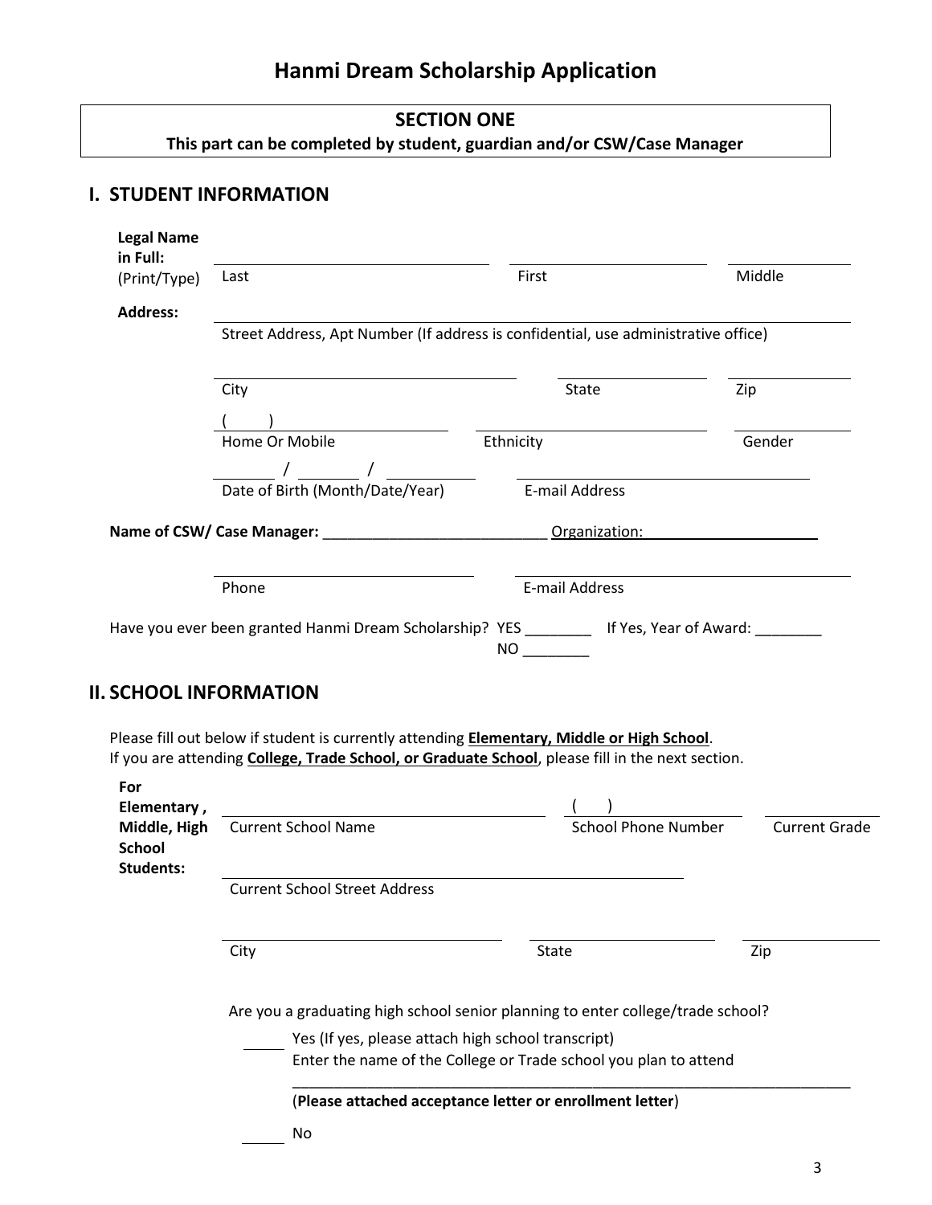# Hanmi Dream Scholarship Application

**SECTION ONE**
**This part can be completed by student, guardian and/or CSW/Case Manager**

## I. STUDENT INFORMATION

**Legal Name in Full:** (Print/Type)

| ______________________ | ______________________ | ______________________ |
|---|---|---|
| Last | First | Middle |

**Address:**

______________________________________________________________
Street Address, Apt Number (If address is confidential, use administrative office)

| ______________________ | ______________________ | ______________________ |
|---|---|---|
| City | State | Zip |

| (     ) ______________________ | ______________________ | ______________________ |
|---|---|---|
| Home Or Mobile | Ethnicity | Gender |

| _______ / _______ / _______ | ______________________ |
|---|---|
| Date of Birth (Month/Date/Year) | E-mail Address |

**Name of CSW/ Case Manager:** ___________________________ Organization: ____________________

| ______________________ | ______________________ |
|---|---|
| Phone | E-mail Address |

Have you ever been granted Hanmi Dream Scholarship? YES ________ If Yes, Year of Award: ________
NO ________

## II. SCHOOL INFORMATION

Please fill out below if student is currently attending **Elementary, Middle or High School**.
If you are attending **College, Trade School, or Graduate School**, please fill in the next section.

**For Elementary, Middle, High School Students:**

| ______________________ | (     ) ______________________ | ______________________ |
|---|---|---|
| Current School Name | School Phone Number | Current Grade |

______________________________________________
Current School Street Address

| ______________________ | ______________________ | ______________________ |
|---|---|---|
| City | State | Zip |

Are you a graduating high school senior planning to enter college/trade school?

_____ Yes (If yes, please attach high school transcript)
Enter the name of the College or Trade school you plan to attend

______________________________________________________________
(**Please attached acceptance letter or enrollment letter**)

_____ No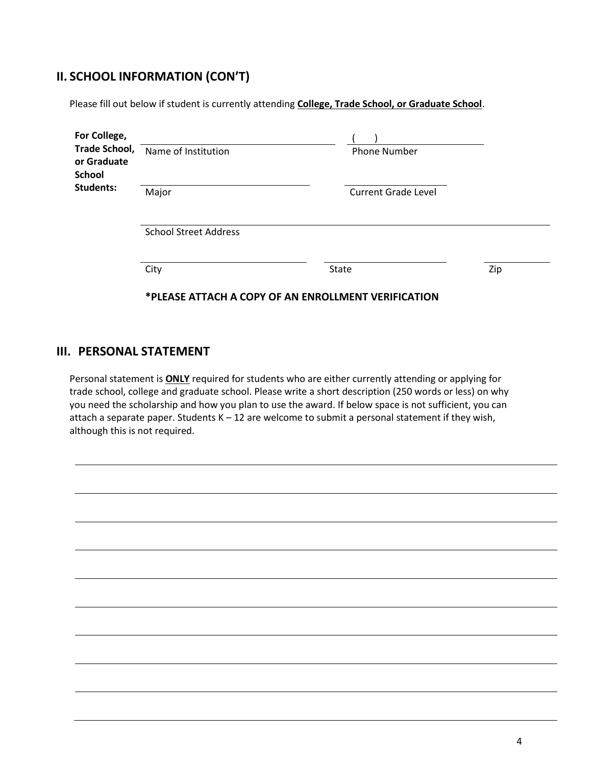## II. SCHOOL INFORMATION (CON'T)

Please fill out below if student is currently attending **College, Trade School, or Graduate School**.

**For College, Trade School, or Graduate School Students:**

| | |
|---|---|
| ______________________________ Name of Institution | ( ) ______________________ Phone Number |
| ______________________________ Major | ______________________ Current Grade Level |

______________________________________________________________
School Street Address

| | | |
|---|---|---|
| ______________________ City | ______________________ State | __________ Zip |

**\*PLEASE ATTACH A COPY OF AN ENROLLMENT VERIFICATION**

## III. PERSONAL STATEMENT

Personal statement is **ONLY** required for students who are either currently attending or applying for trade school, college and graduate school. Please write a short description (250 words or less) on why you need the scholarship and how you plan to use the award. If below space is not sufficient, you can attach a separate paper. Students K – 12 are welcome to submit a personal statement if they wish, although this is not required.

______________________________________________________________

______________________________________________________________

______________________________________________________________

______________________________________________________________

______________________________________________________________

______________________________________________________________

______________________________________________________________

______________________________________________________________

______________________________________________________________

______________________________________________________________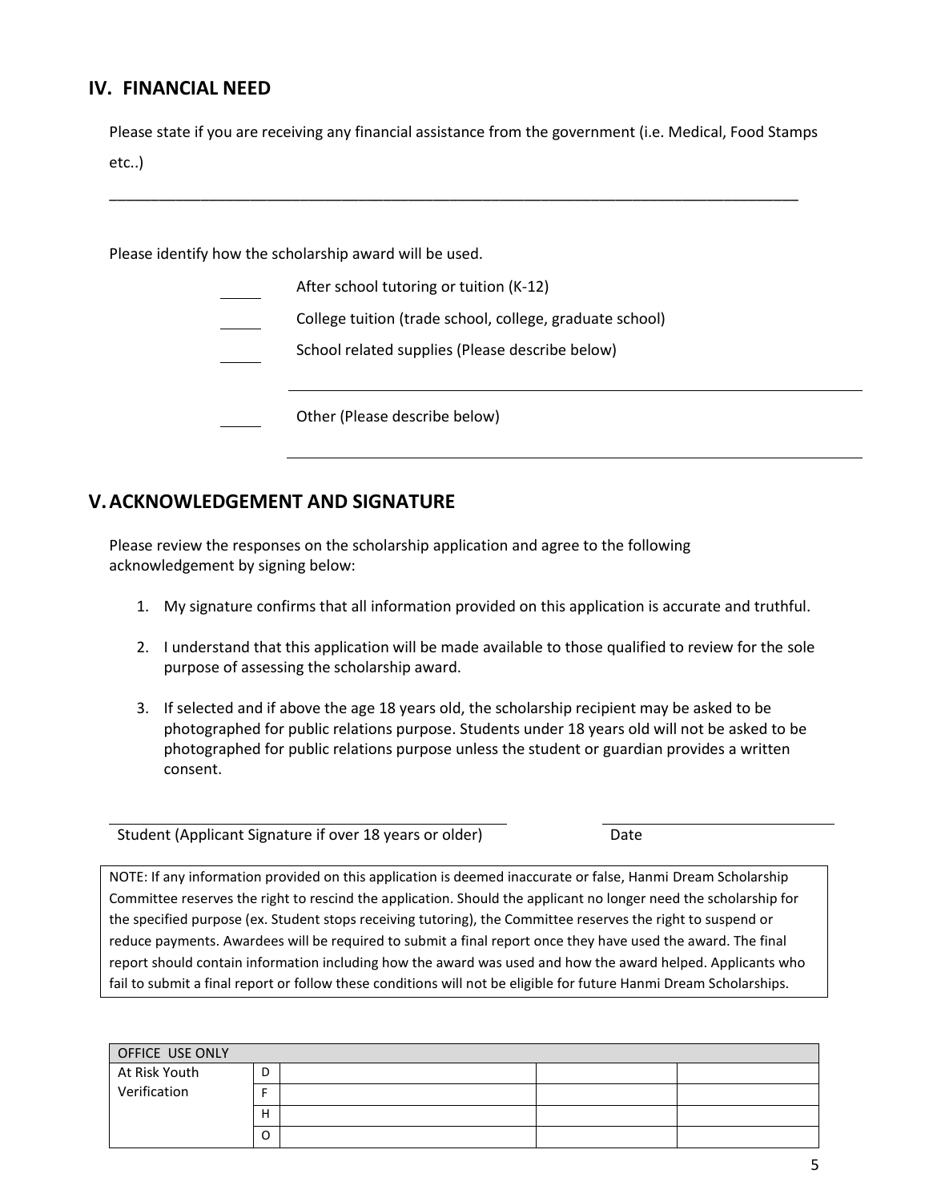## IV. FINANCIAL NEED

Please state if you are receiving any financial assistance from the government (i.e. Medical, Food Stamps etc..)

______________________________________________________________________________

Please identify how the scholarship award will be used.

_____ After school tutoring or tuition (K-12)

_____ College tuition (trade school, college, graduate school)

_____ School related supplies (Please describe below)

______________________________________________________________________________

_____ Other (Please describe below)

______________________________________________________________________________

## V. ACKNOWLEDGEMENT AND SIGNATURE

Please review the responses on the scholarship application and agree to the following acknowledgement by signing below:

1. My signature confirms that all information provided on this application is accurate and truthful.
2. I understand that this application will be made available to those qualified to review for the sole purpose of assessing the scholarship award.
3. If selected and if above the age 18 years old, the scholarship recipient may be asked to be photographed for public relations purpose. Students under 18 years old will not be asked to be photographed for public relations purpose unless the student or guardian provides a written consent.

_______________________________________________ ____________________

Student (Applicant Signature if over 18 years or older) Date

NOTE: If any information provided on this application is deemed inaccurate or false, Hanmi Dream Scholarship Committee reserves the right to rescind the application. Should the applicant no longer need the scholarship for the specified purpose (ex. Student stops receiving tutoring), the Committee reserves the right to suspend or reduce payments. Awardees will be required to submit a final report once they have used the award. The final report should contain information including how the award was used and how the award helped. Applicants who fail to submit a final report or follow these conditions will not be eligible for future Hanmi Dream Scholarships.

| OFFICE USE ONLY | | | | |
|---|---|---|---|---|
| At Risk Youth Verification | D | | | |
| | F | | | |
| | H | | | |
| | O | | | |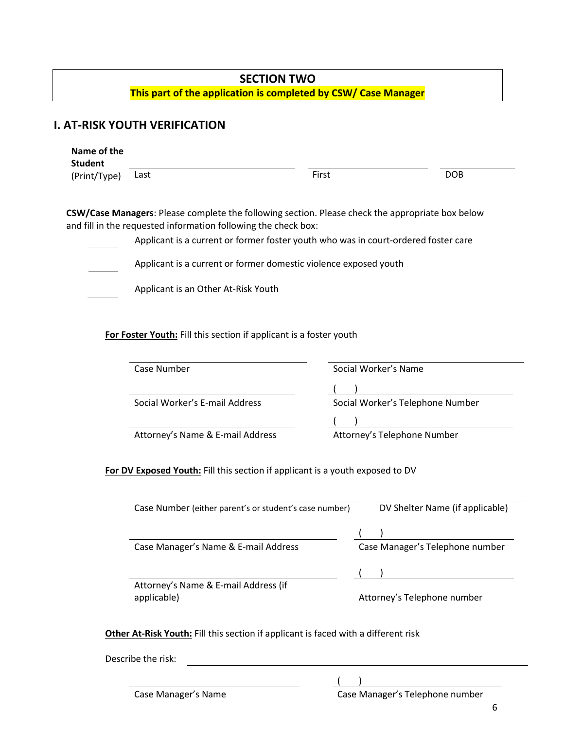## SECTION TWO

**This part of the application is completed by CSW/ Case Manager**

## I. AT-RISK YOUTH VERIFICATION

**Name of the Student** (Print/Type)

| ______________________ | ______________________ | ______________ |
|---|---|---|
| Last | First | DOB |

**CSW/Case Managers**: Please complete the following section. Please check the appropriate box below and fill in the requested information following the check box:

\_\_\_\_\_\_ Applicant is a current or former foster youth who was in court-ordered foster care

\_\_\_\_\_\_ Applicant is a current or former domestic violence exposed youth

\_\_\_\_\_\_ Applicant is an Other At-Risk Youth

**For Foster Youth:** Fill this section if applicant is a foster youth

| ______________________ | ______________________ |
|---|---|
| Case Number | Social Worker's Name |
| ______________________ | ( ) ______________________ |
| Social Worker's E-mail Address | Social Worker's Telephone Number |
| ______________________ | ( ) ______________________ |
| Attorney's Name & E-mail Address | Attorney's Telephone Number |

**For DV Exposed Youth:** Fill this section if applicant is a youth exposed to DV

| ______________________ | ______________________ |
|---|---|
| Case Number (either parent's or student's case number) | DV Shelter Name (if applicable) |
| ______________________ | ( ) ______________________ |
| Case Manager's Name & E-mail Address | Case Manager's Telephone number |
| ______________________ | ( ) ______________________ |
| Attorney's Name & E-mail Address (if applicable) | Attorney's Telephone number |

**Other At-Risk Youth:** Fill this section if applicant is faced with a different risk

Describe the risk: ______________________________________________

| ______________________ | ( ) ______________________ |
|---|---|
| Case Manager's Name | Case Manager's Telephone number |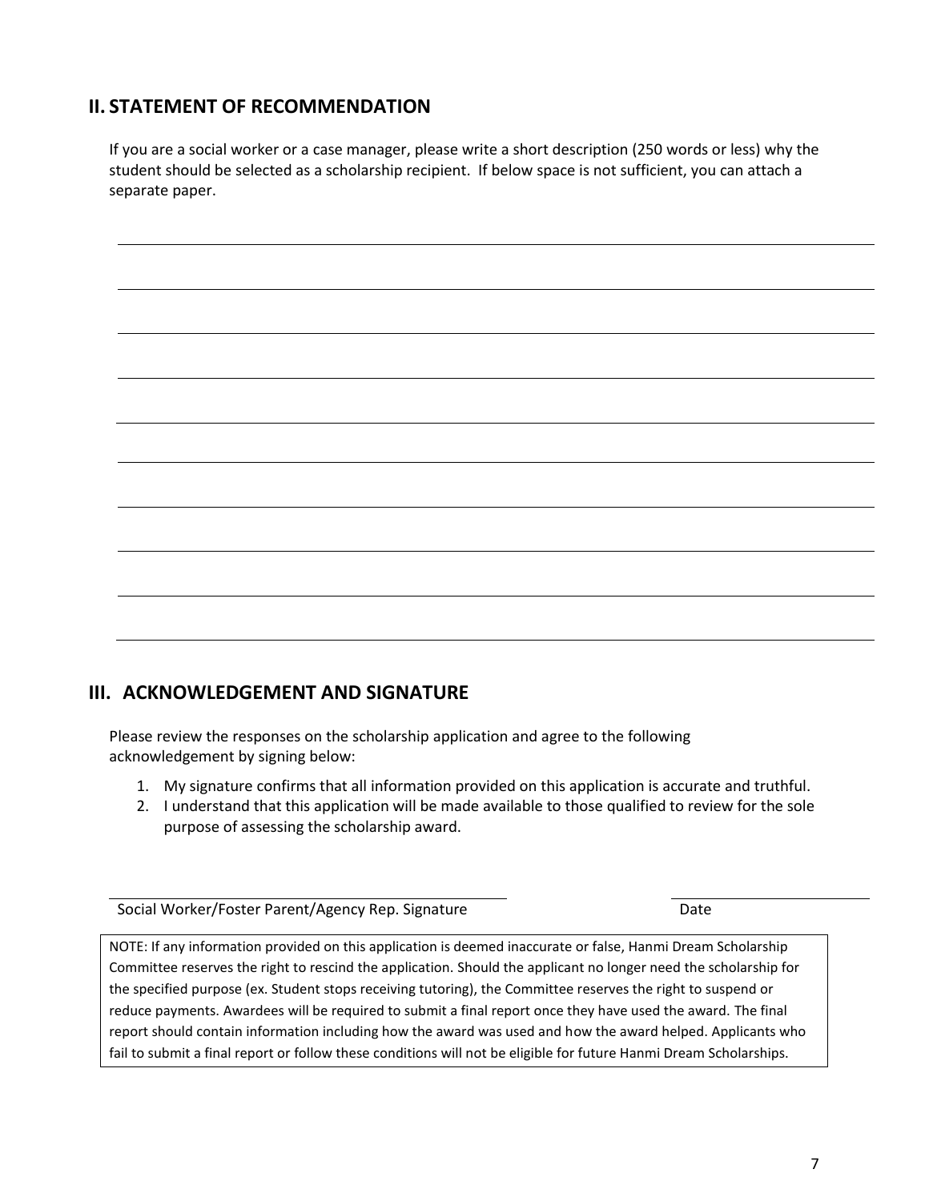## II. STATEMENT OF RECOMMENDATION

If you are a social worker or a case manager, please write a short description (250 words or less) why the student should be selected as a scholarship recipient. If below space is not sufficient, you can attach a separate paper.

______________________________________________________________________________

______________________________________________________________________________

______________________________________________________________________________

______________________________________________________________________________

______________________________________________________________________________

______________________________________________________________________________

______________________________________________________________________________

______________________________________________________________________________

______________________________________________________________________________

______________________________________________________________________________

## III. ACKNOWLEDGEMENT AND SIGNATURE

Please review the responses on the scholarship application and agree to the following acknowledgement by signing below:

1. My signature confirms that all information provided on this application is accurate and truthful.
2. I understand that this application will be made available to those qualified to review for the sole purpose of assessing the scholarship award.

_____________________________________________ &nbsp;&nbsp;&nbsp;&nbsp;&nbsp;&nbsp;&nbsp;&nbsp; ______________________

Social Worker/Foster Parent/Agency Rep. Signature &nbsp;&nbsp;&nbsp;&nbsp;&nbsp;&nbsp;&nbsp;&nbsp; Date

NOTE: If any information provided on this application is deemed inaccurate or false, Hanmi Dream Scholarship Committee reserves the right to rescind the application. Should the applicant no longer need the scholarship for the specified purpose (ex. Student stops receiving tutoring), the Committee reserves the right to suspend or reduce payments. Awardees will be required to submit a final report once they have used the award. The final report should contain information including how the award was used and how the award helped. Applicants who fail to submit a final report or follow these conditions will not be eligible for future Hanmi Dream Scholarships.